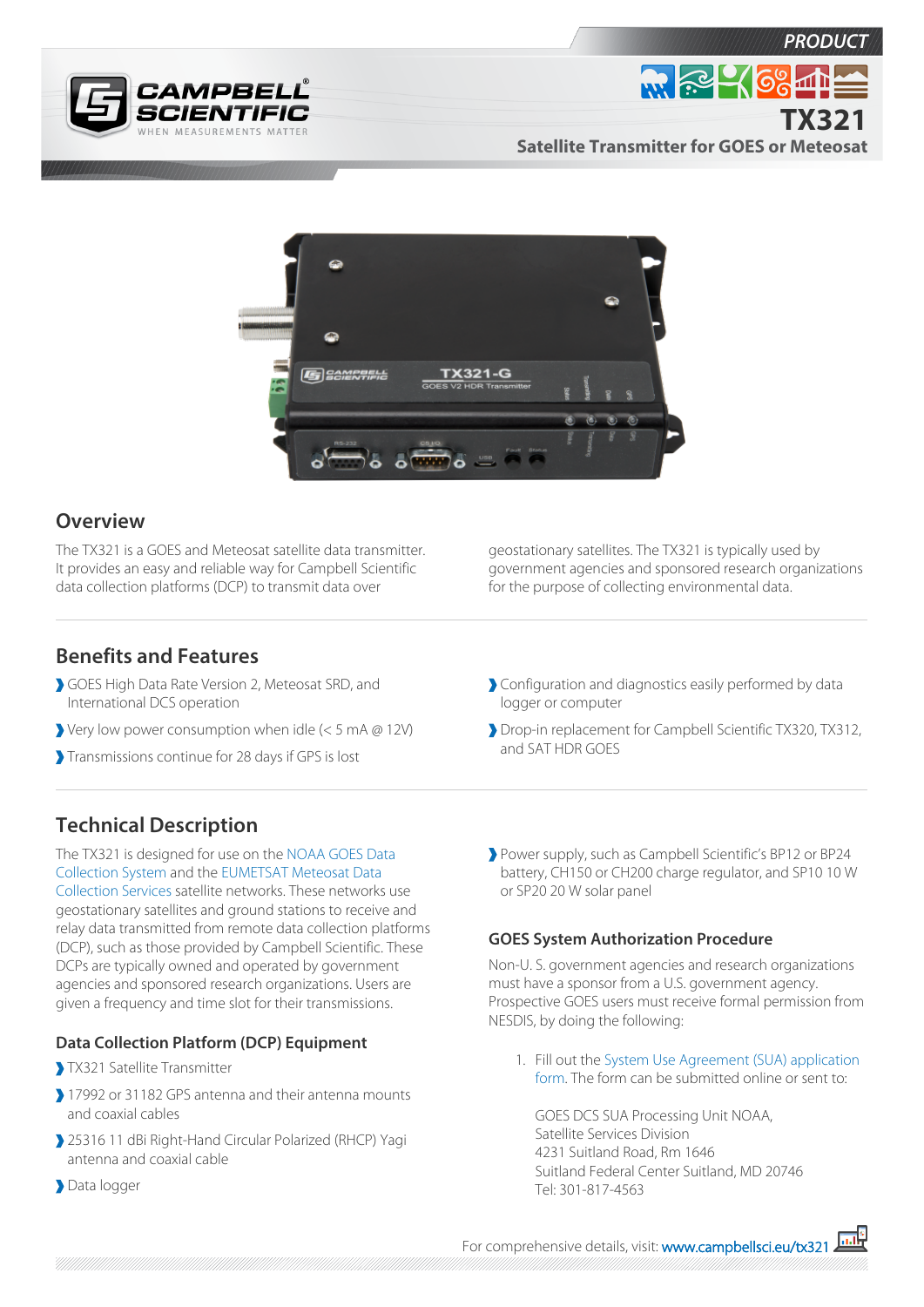PRODUCT

# TX321

## Satellite Transmitter for GOES or Meteosat

## Overview

The TX321 is a GOES and Meteosat satellite data transmitter. It provides an easy and reliable way for Campbell Scientific data collection platforms (DCP) to transmit data over geostationary satellites. The TX321 is typically used by government agencies and sponsored research organizations for the purpose of collecting environmental data.

## Benefits and Features

- GOES High Data Rate Version 2, Meteosat SRD, and International DCS operation
- Very low power consumption when idle (< 5 mA @ 12V)
- Transmissions continue for 28 days if GPS is lost
- Configuration and diagnostics easily performed by data logger or computer
- Drop-in replacement for Campbell Scientific TX320, TX312, and SAT HDR GOES

## Technical Description

The TX321 is designed for use on the NOAA GOES Data Collection System and the EUMETSAT Meteosat Data Collection Services satellite networks. These networks use geostationary satellites and ground stations to receive and relay data transmitted from remote data collection platforms (DCP), such as those provided by Campbell Scientific. These DCPs are typically owned and operated by government agencies and sponsored research organizations. Users are given a frequency and time slot for their transmissions.

### Data Collection Platform (DCP) Equipment

- TX321 Satellite Transmitter
- 17992 or 31182 GPS antenna and their antenna mounts and coaxial cables
- 25316 11 dBi Right-Hand Circular Polarized (RHCP) Yagi antenna and coaxial cable
- Data logger
- Power supply, such as Campbell Scientific's BP12 or BP24 battery, CH150 or CH200 charge regulator, and SP10 10 W or SP20 20 W solar panel

### GOES System Authorization Procedure

Non-U. S. government agencies and research organizations must have a sponsor from a U.S. government agency. Prospective GOES users must receive formal permission from NESDIS, by doing the following:

1. Fill out the System Use Agreement (SUA) application form. The form can be submitted online or sent to:

   GOES DCS SUA Processing Unit NOAA,
   Satellite Services Division
   4231 Suitland Road, Rm 1646
   Suitland Federal Center Suitland, MD 20746
   Tel: 301-817-4563

For comprehensive details, visit: www.campbellsci.eu/tx321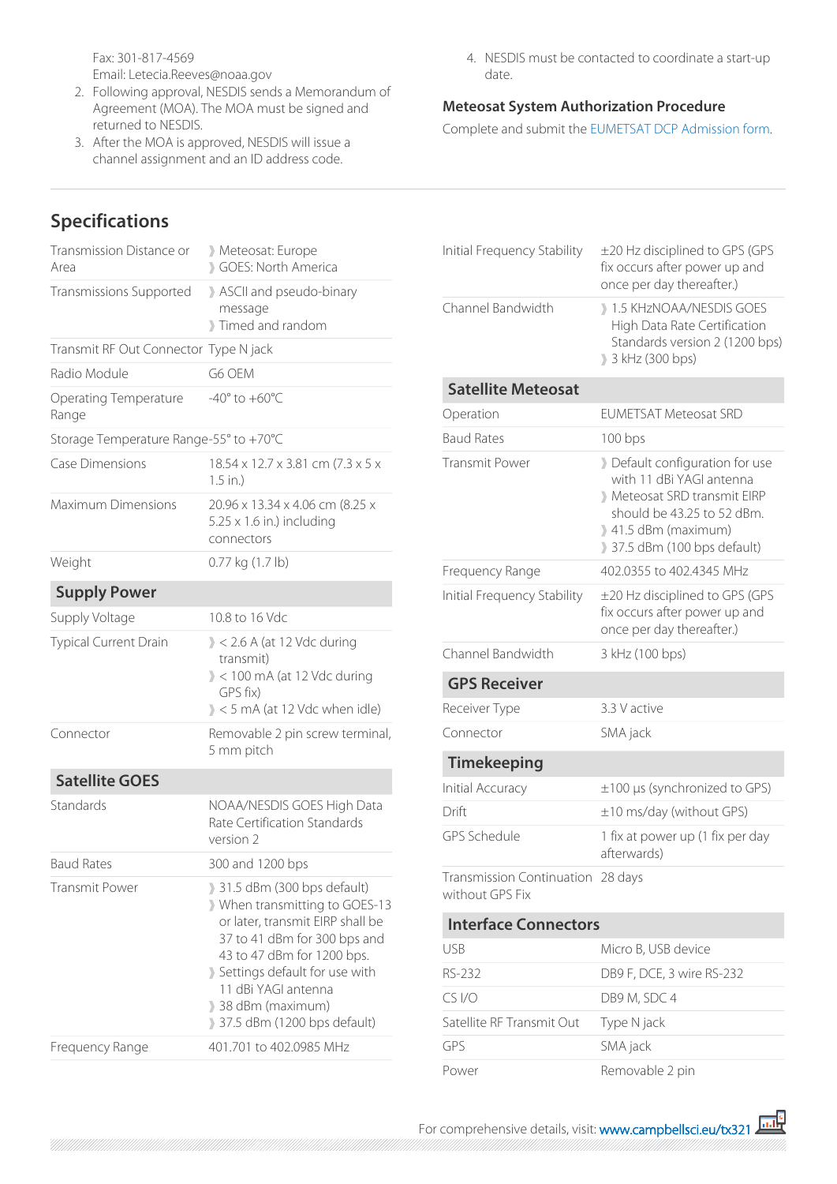Fax: 301-817-4569
Email: Letecia.Reeves@noaa.gov

2. Following approval, NESDIS sends a Memorandum of Agreement (MOA). The MOA must be signed and returned to NESDIS.
3. After the MOA is approved, NESDIS will issue a channel assignment and an ID address code.
4. NESDIS must be contacted to coordinate a start-up date.

### Meteosat System Authorization Procedure

Complete and submit the EUMETSAT DCP Admission form.

## Specifications

| | |
|---|---|
| Transmission Distance or Area | Meteosat: Europe<br>GOES: North America |
| Transmissions Supported | ASCII and pseudo-binary message<br>Timed and random |
| Transmit RF Out Connector | Type N jack |
| Radio Module | G6 OEM |
| Operating Temperature Range | -40° to +60°C |
| Storage Temperature Range | -55° to +70°C |
| Case Dimensions | 18.54 x 12.7 x 3.81 cm (7.3 x 5 x 1.5 in.) |
| Maximum Dimensions | 20.96 x 13.34 x 4.06 cm (8.25 x 5.25 x 1.6 in.) including connectors |
| Weight | 0.77 kg (1.7 lb) |

### Supply Power

| | |
|---|---|
| Supply Voltage | 10.8 to 16 Vdc |
| Typical Current Drain | < 2.6 A (at 12 Vdc during transmit)<br>< 100 mA (at 12 Vdc during GPS fix)<br>< 5 mA (at 12 Vdc when idle) |
| Connector | Removable 2 pin screw terminal, 5 mm pitch |

### Satellite GOES

| | |
|---|---|
| Standards | NOAA/NESDIS GOES High Data Rate Certification Standards version 2 |
| Baud Rates | 300 and 1200 bps |
| Transmit Power | 31.5 dBm (300 bps default)<br>When transmitting to GOES-13 or later, transmit EIRP shall be 37 to 41 dBm for 300 bps and 43 to 47 dBm for 1200 bps.<br>Settings default for use with 11 dBi YAGI antenna<br>38 dBm (maximum)<br>37.5 dBm (1200 bps default) |
| Frequency Range | 401.701 to 402.0985 MHz |
| Initial Frequency Stability | ±20 Hz disciplined to GPS (GPS fix occurs after power up and once per day thereafter.) |
| Channel Bandwidth | 1.5 KHzNOAA/NESDIS GOES High Data Rate Certification Standards version 2 (1200 bps)<br>3 kHz (300 bps) |

### Satellite Meteosat

| | |
|---|---|
| Operation | EUMETSAT Meteosat SRD |
| Baud Rates | 100 bps |
| Transmit Power | Default configuration for use with 11 dBi YAGI antenna<br>Meteosat SRD transmit EIRP should be 43.25 to 52 dBm.<br>41.5 dBm (maximum)<br>37.5 dBm (100 bps default) |
| Frequency Range | 402.0355 to 402.4345 MHz |
| Initial Frequency Stability | ±20 Hz disciplined to GPS (GPS fix occurs after power up and once per day thereafter.) |
| Channel Bandwidth | 3 kHz (100 bps) |

### GPS Receiver

| | |
|---|---|
| Receiver Type | 3.3 V active |
| Connector | SMA jack |

### Timekeeping

| | |
|---|---|
| Initial Accuracy | ±100 µs (synchronized to GPS) |
| Drift | ±10 ms/day (without GPS) |
| GPS Schedule | 1 fix at power up (1 fix per day afterwards) |
| Transmission Continuation without GPS Fix | 28 days |

### Interface Connectors

| | |
|---|---|
| USB | Micro B, USB device |
| RS-232 | DB9 F, DCE, 3 wire RS-232 |
| CS I/O | DB9 M, SDC 4 |
| Satellite RF Transmit Out | Type N jack |
| GPS | SMA jack |
| Power | Removable 2 pin |

For comprehensive details, visit: www.campbellsci.eu/tx321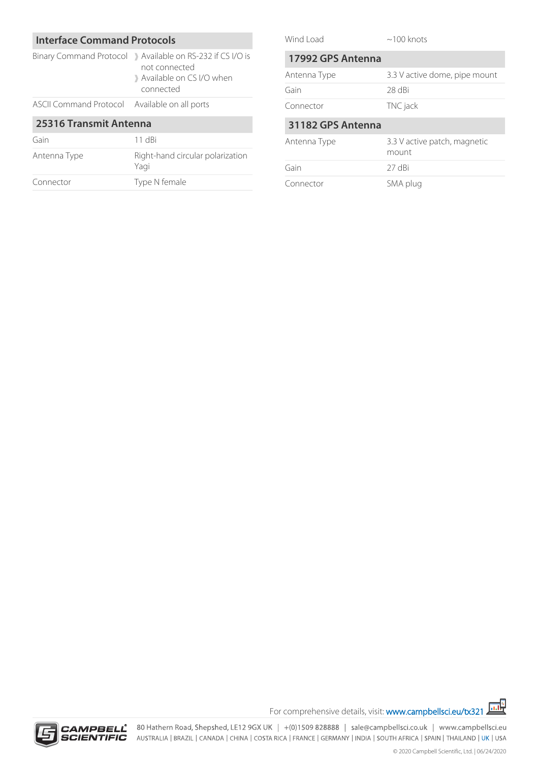## Interface Command Protocols

| | |
|---|---|
| Binary Command Protocol | ❱ Available on RS-232 if CS I/O is not connected<br>❱ Available on CS I/O when connected |
| ASCII Command Protocol | Available on all ports |

## 25316 Transmit Antenna

| | |
|---|---|
| Gain | 11 dBi |
| Antenna Type | Right-hand circular polarization Yagi |
| Connector | Type N female |

| | |
|---|---|
| Wind Load | ~100 knots |

## 17992 GPS Antenna

| | |
|---|---|
| Antenna Type | 3.3 V active dome, pipe mount |
| Gain | 28 dBi |
| Connector | TNC jack |

## 31182 GPS Antenna

| | |
|---|---|
| Antenna Type | 3.3 V active patch, magnetic mount |
| Gain | 27 dBi |
| Connector | SMA plug |

For comprehensive details, visit: www.campbellsci.eu/tx321

CAMPBELL SCIENTIFIC

80 Hathern Road, Shepshed, LE12 9GX UK | +(0)1509 828888 | sale@campbellsci.co.uk | www.campbellsci.eu

AUSTRALIA | BRAZIL | CANADA | CHINA | COSTA RICA | FRANCE | GERMANY | INDIA | SOUTH AFRICA | SPAIN | THAILAND | UK | USA

© 2020 Campbell Scientific, Ltd. | 06/24/2020